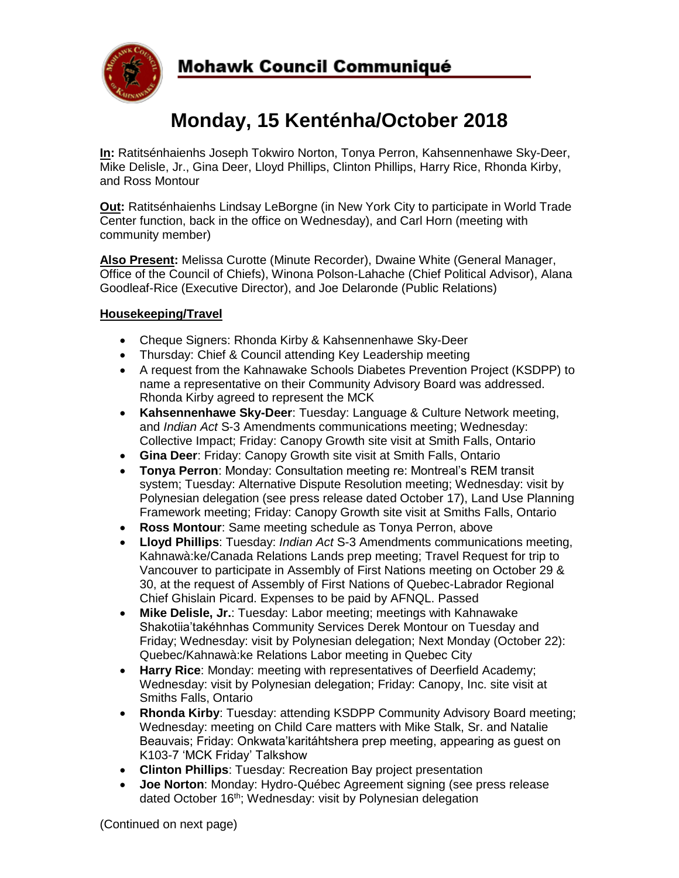# Mohawk Council Communiqué

## Monday, 15 Kenténha/October 2018

**In:** Ratitsénhaienhs Joseph Tokwiro Norton, Tonya Perron, Kahsennenhawe Sky-Deer, Mike Delisle, Jr., Gina Deer, Lloyd Phillips, Clinton Phillips, Harry Rice, Rhonda Kirby, and Ross Montour

**Out:** Ratitsénhaienhs Lindsay LeBorgne (in New York City to participate in World Trade Center function, back in the office on Wednesday), and Carl Horn (meeting with community member)

**Also Present:** Melissa Curotte (Minute Recorder), Dwaine White (General Manager, Office of the Council of Chiefs), Winona Polson-Lahache (Chief Political Advisor), Alana Goodleaf-Rice (Executive Director), and Joe Delaronde (Public Relations)

### Housekeeping/Travel

- Cheque Signers: Rhonda Kirby & Kahsennenhawe Sky-Deer
- Thursday: Chief & Council attending Key Leadership meeting
- A request from the Kahnawake Schools Diabetes Prevention Project (KSDPP) to name a representative on their Community Advisory Board was addressed. Rhonda Kirby agreed to represent the MCK
- **Kahsennenhawe Sky-Deer**: Tuesday: Language & Culture Network meeting, and *Indian Act* S-3 Amendments communications meeting; Wednesday: Collective Impact; Friday: Canopy Growth site visit at Smith Falls, Ontario
- **Gina Deer**: Friday: Canopy Growth site visit at Smith Falls, Ontario
- **Tonya Perron**: Monday: Consultation meeting re: Montreal's REM transit system; Tuesday: Alternative Dispute Resolution meeting; Wednesday: visit by Polynesian delegation (see press release dated October 17), Land Use Planning Framework meeting; Friday: Canopy Growth site visit at Smiths Falls, Ontario
- **Ross Montour**: Same meeting schedule as Tonya Perron, above
- **Lloyd Phillips**: Tuesday: *Indian Act* S-3 Amendments communications meeting, Kahnawà:ke/Canada Relations Lands prep meeting; Travel Request for trip to Vancouver to participate in Assembly of First Nations meeting on October 29 & 30, at the request of Assembly of First Nations of Quebec-Labrador Regional Chief Ghislain Picard. Expenses to be paid by AFNQL. Passed
- **Mike Delisle, Jr.**: Tuesday: Labor meeting; meetings with Kahnawake Shakotiia'takéhnhas Community Services Derek Montour on Tuesday and Friday; Wednesday: visit by Polynesian delegation; Next Monday (October 22): Quebec/Kahnawà:ke Relations Labor meeting in Quebec City
- **Harry Rice**: Monday: meeting with representatives of Deerfield Academy; Wednesday: visit by Polynesian delegation; Friday: Canopy, Inc. site visit at Smiths Falls, Ontario
- **Rhonda Kirby**: Tuesday: attending KSDPP Community Advisory Board meeting; Wednesday: meeting on Child Care matters with Mike Stalk, Sr. and Natalie Beauvais; Friday: Onkwata'karitáhtshera prep meeting, appearing as guest on K103-7 'MCK Friday' Talkshow
- **Clinton Phillips**: Tuesday: Recreation Bay project presentation
- **Joe Norton**: Monday: Hydro-Québec Agreement signing (see press release dated October 16th; Wednesday: visit by Polynesian delegation

(Continued on next page)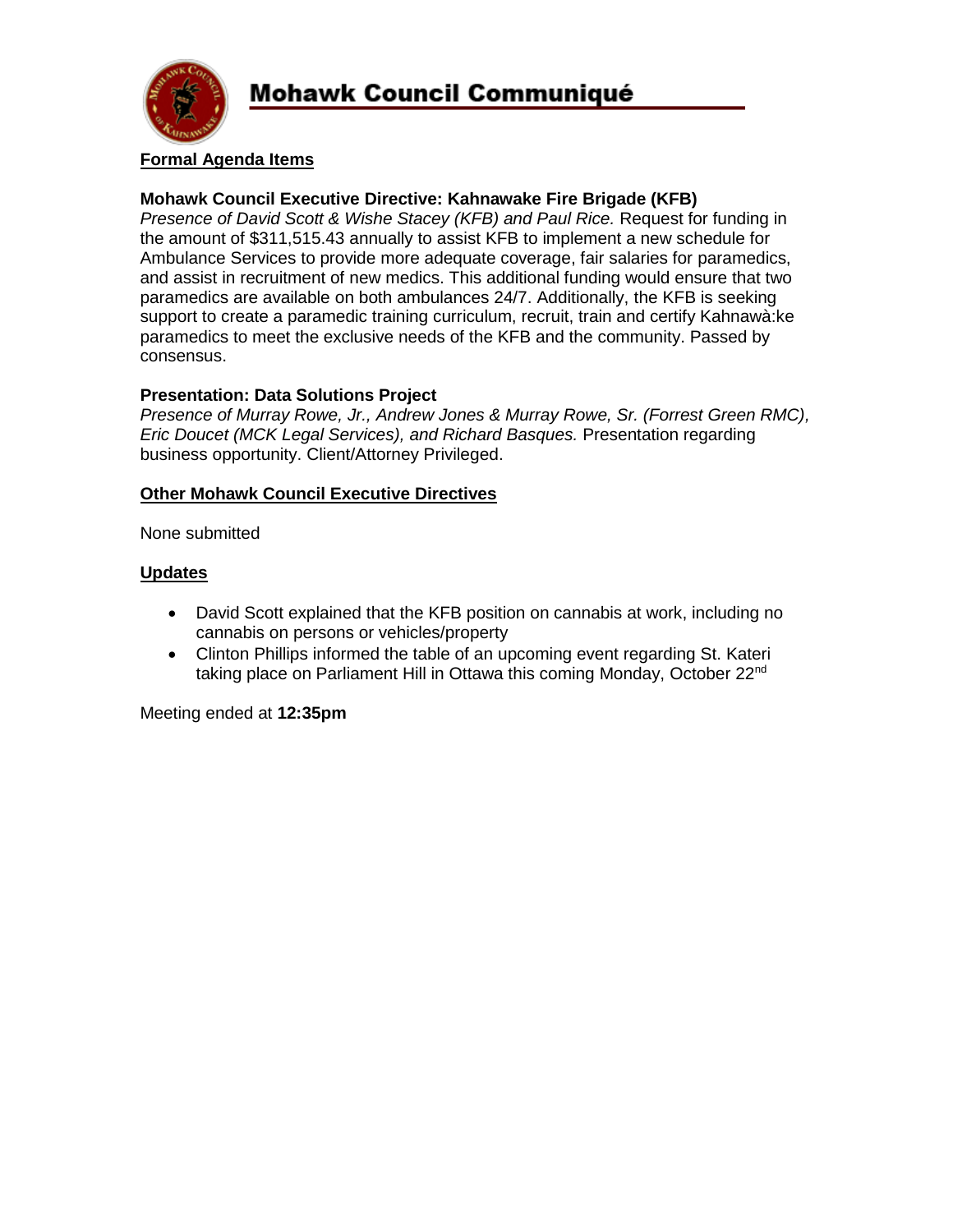# Mohawk Council Communiqué

## Formal Agenda Items

**Mohawk Council Executive Directive: Kahnawake Fire Brigade (KFB)**
*Presence of David Scott & Wishe Stacey (KFB) and Paul Rice.* Request for funding in the amount of $311,515.43 annually to assist KFB to implement a new schedule for Ambulance Services to provide more adequate coverage, fair salaries for paramedics, and assist in recruitment of new medics. This additional funding would ensure that two paramedics are available on both ambulances 24/7. Additionally, the KFB is seeking support to create a paramedic training curriculum, recruit, train and certify Kahnawà:ke paramedics to meet the exclusive needs of the KFB and the community. Passed by consensus.

**Presentation: Data Solutions Project**
*Presence of Murray Rowe, Jr., Andrew Jones & Murray Rowe, Sr. (Forrest Green RMC), Eric Doucet (MCK Legal Services), and Richard Basques.* Presentation regarding business opportunity. Client/Attorney Privileged.

## Other Mohawk Council Executive Directives

None submitted

## Updates

- David Scott explained that the KFB position on cannabis at work, including no cannabis on persons or vehicles/property
- Clinton Phillips informed the table of an upcoming event regarding St. Kateri taking place on Parliament Hill in Ottawa this coming Monday, October 22nd

Meeting ended at **12:35pm**